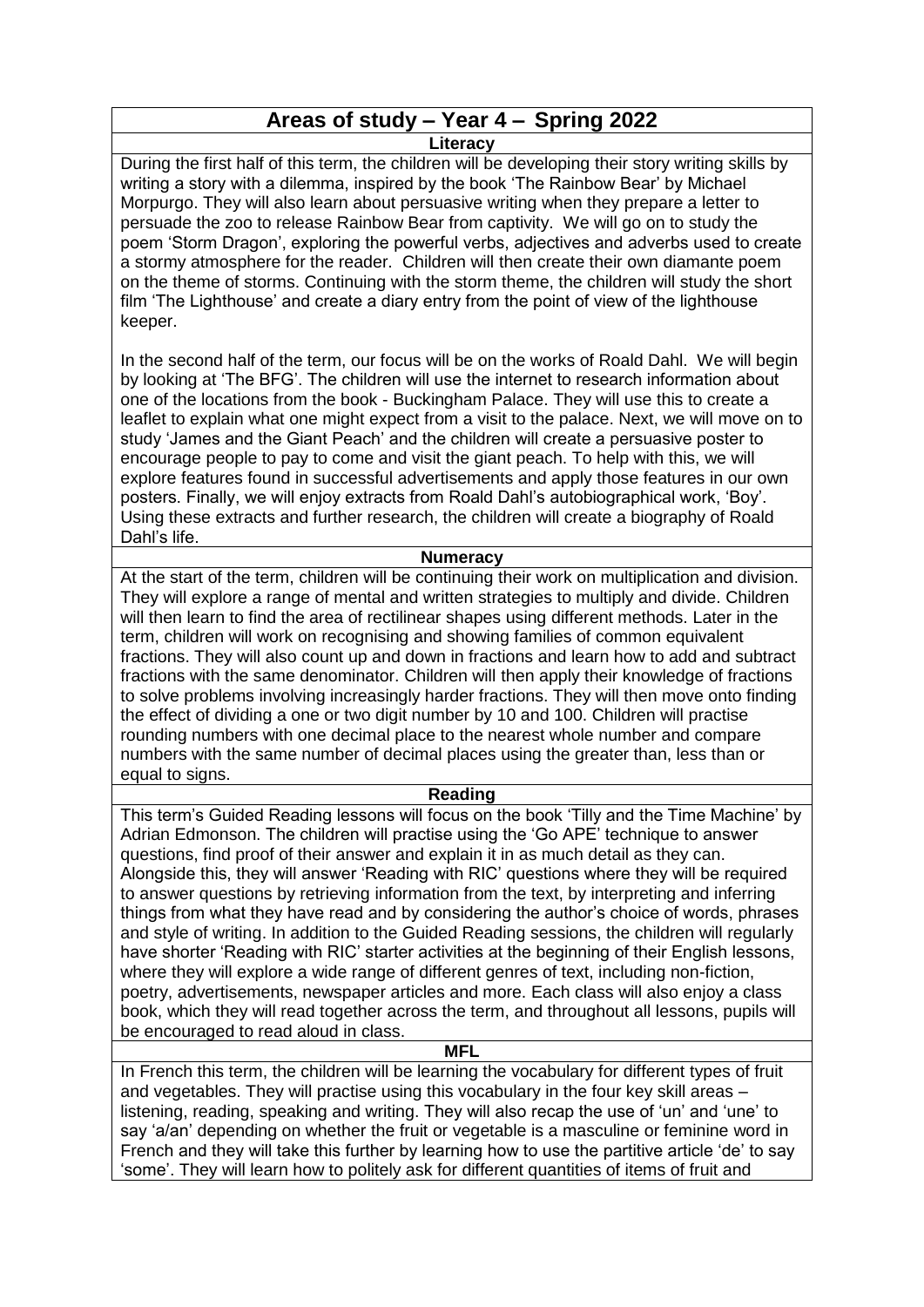# Areas of study – Year 4 – Spring 2022

## Literacy

During the first half of this term, the children will be developing their story writing skills by writing a story with a dilemma, inspired by the book 'The Rainbow Bear' by Michael Morpurgo. They will also learn about persuasive writing when they prepare a letter to persuade the zoo to release Rainbow Bear from captivity. We will go on to study the poem 'Storm Dragon', exploring the powerful verbs, adjectives and adverbs used to create a stormy atmosphere for the reader. Children will then create their own diamante poem on the theme of storms. Continuing with the storm theme, the children will study the short film 'The Lighthouse' and create a diary entry from the point of view of the lighthouse keeper.

In the second half of the term, our focus will be on the works of Roald Dahl. We will begin by looking at 'The BFG'. The children will use the internet to research information about one of the locations from the book - Buckingham Palace. They will use this to create a leaflet to explain what one might expect from a visit to the palace. Next, we will move on to study 'James and the Giant Peach' and the children will create a persuasive poster to encourage people to pay to come and visit the giant peach. To help with this, we will explore features found in successful advertisements and apply those features in our own posters. Finally, we will enjoy extracts from Roald Dahl's autobiographical work, 'Boy'. Using these extracts and further research, the children will create a biography of Roald Dahl's life.

## Numeracy

At the start of the term, children will be continuing their work on multiplication and division. They will explore a range of mental and written strategies to multiply and divide. Children will then learn to find the area of rectilinear shapes using different methods. Later in the term, children will work on recognising and showing families of common equivalent fractions. They will also count up and down in fractions and learn how to add and subtract fractions with the same denominator. Children will then apply their knowledge of fractions to solve problems involving increasingly harder fractions. They will then move onto finding the effect of dividing a one or two digit number by 10 and 100. Children will practise rounding numbers with one decimal place to the nearest whole number and compare numbers with the same number of decimal places using the greater than, less than or equal to signs.

## Reading

This term's Guided Reading lessons will focus on the book 'Tilly and the Time Machine' by Adrian Edmonson. The children will practise using the 'Go APE' technique to answer questions, find proof of their answer and explain it in as much detail as they can. Alongside this, they will answer 'Reading with RIC' questions where they will be required to answer questions by retrieving information from the text, by interpreting and inferring things from what they have read and by considering the author's choice of words, phrases and style of writing. In addition to the Guided Reading sessions, the children will regularly have shorter 'Reading with RIC' starter activities at the beginning of their English lessons, where they will explore a wide range of different genres of text, including non-fiction, poetry, advertisements, newspaper articles and more. Each class will also enjoy a class book, which they will read together across the term, and throughout all lessons, pupils will be encouraged to read aloud in class.

## MFL

In French this term, the children will be learning the vocabulary for different types of fruit and vegetables. They will practise using this vocabulary in the four key skill areas – listening, reading, speaking and writing. They will also recap the use of 'un' and 'une' to say 'a/an' depending on whether the fruit or vegetable is a masculine or feminine word in French and they will take this further by learning how to use the partitive article 'de' to say 'some'. They will learn how to politely ask for different quantities of items of fruit and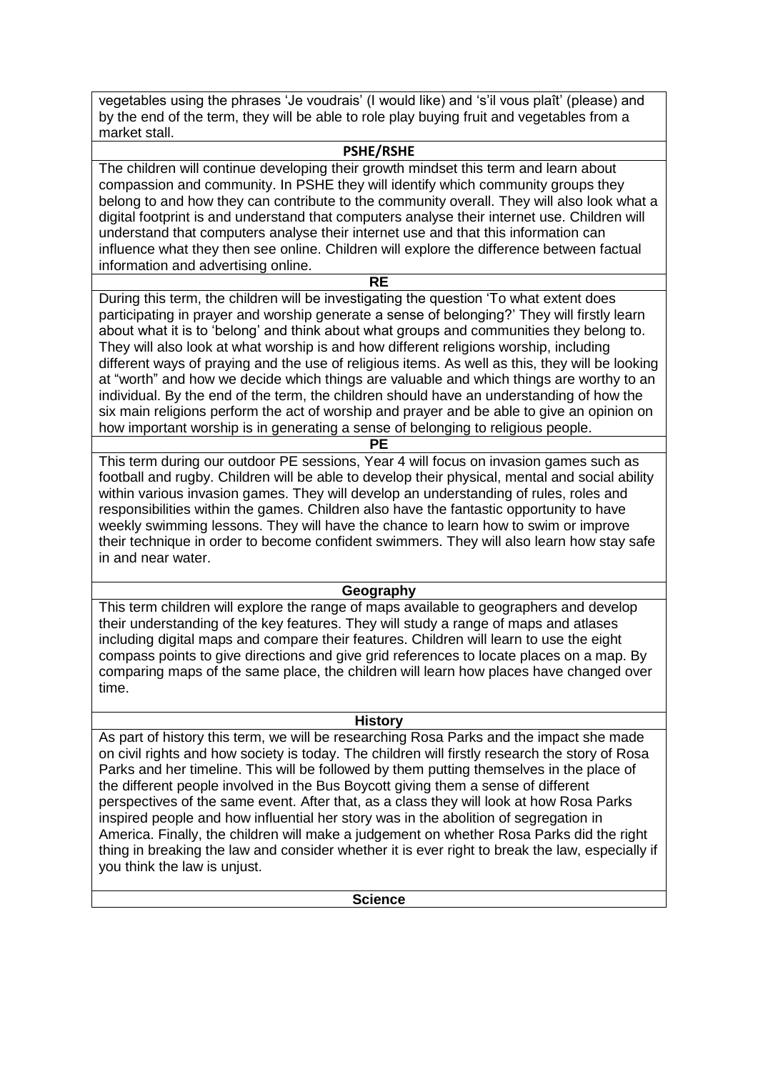vegetables using the phrases 'Je voudrais' (I would like) and 's'il vous plaît' (please) and by the end of the term, they will be able to role play buying fruit and vegetables from a market stall.

## PSHE/RSHE

The children will continue developing their growth mindset this term and learn about compassion and community. In PSHE they will identify which community groups they belong to and how they can contribute to the community overall. They will also look what a digital footprint is and understand that computers analyse their internet use. Children will understand that computers analyse their internet use and that this information can influence what they then see online. Children will explore the difference between factual information and advertising online.

## RE

During this term, the children will be investigating the question 'To what extent does participating in prayer and worship generate a sense of belonging?' They will firstly learn about what it is to 'belong' and think about what groups and communities they belong to. They will also look at what worship is and how different religions worship, including different ways of praying and the use of religious items. As well as this, they will be looking at "worth" and how we decide which things are valuable and which things are worthy to an individual. By the end of the term, the children should have an understanding of how the six main religions perform the act of worship and prayer and be able to give an opinion on how important worship is in generating a sense of belonging to religious people.

## PE

This term during our outdoor PE sessions, Year 4 will focus on invasion games such as football and rugby. Children will be able to develop their physical, mental and social ability within various invasion games. They will develop an understanding of rules, roles and responsibilities within the games. Children also have the fantastic opportunity to have weekly swimming lessons. They will have the chance to learn how to swim or improve their technique in order to become confident swimmers. They will also learn how stay safe in and near water.

## Geography

This term children will explore the range of maps available to geographers and develop their understanding of the key features. They will study a range of maps and atlases including digital maps and compare their features. Children will learn to use the eight compass points to give directions and give grid references to locate places on a map. By comparing maps of the same place, the children will learn how places have changed over time.

## History

As part of history this term, we will be researching Rosa Parks and the impact she made on civil rights and how society is today. The children will firstly research the story of Rosa Parks and her timeline. This will be followed by them putting themselves in the place of the different people involved in the Bus Boycott giving them a sense of different perspectives of the same event. After that, as a class they will look at how Rosa Parks inspired people and how influential her story was in the abolition of segregation in America. Finally, the children will make a judgement on whether Rosa Parks did the right thing in breaking the law and consider whether it is ever right to break the law, especially if you think the law is unjust.

## Science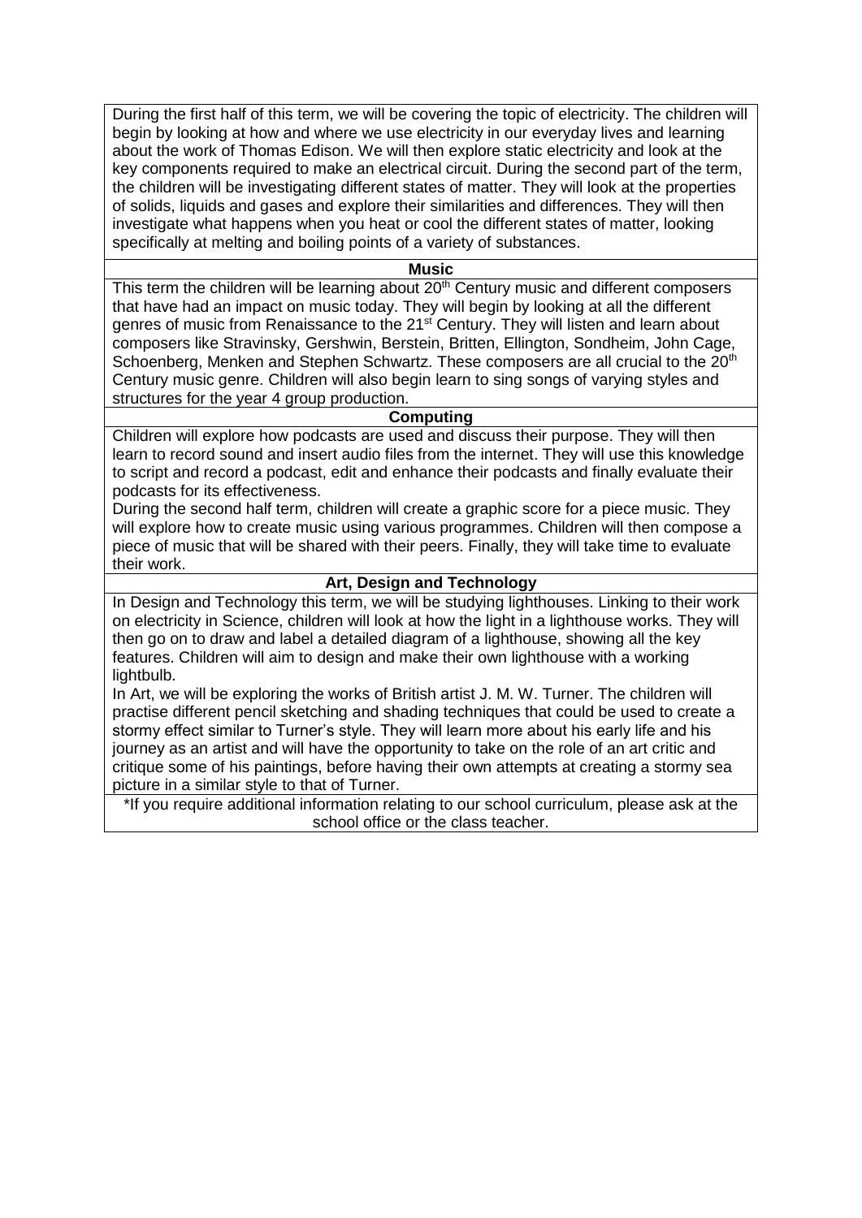During the first half of this term, we will be covering the topic of electricity. The children will begin by looking at how and where we use electricity in our everyday lives and learning about the work of Thomas Edison. We will then explore static electricity and look at the key components required to make an electrical circuit. During the second part of the term, the children will be investigating different states of matter. They will look at the properties of solids, liquids and gases and explore their similarities and differences. They will then investigate what happens when you heat or cool the different states of matter, looking specifically at melting and boiling points of a variety of substances.

**Music**

This term the children will be learning about 20th Century music and different composers that have had an impact on music today. They will begin by looking at all the different genres of music from Renaissance to the 21st Century. They will listen and learn about composers like Stravinsky, Gershwin, Berstein, Britten, Ellington, Sondheim, John Cage, Schoenberg, Menken and Stephen Schwartz. These composers are all crucial to the 20th Century music genre. Children will also begin learn to sing songs of varying styles and structures for the year 4 group production.

**Computing**

Children will explore how podcasts are used and discuss their purpose. They will then learn to record sound and insert audio files from the internet. They will use this knowledge to script and record a podcast, edit and enhance their podcasts and finally evaluate their podcasts for its effectiveness.

During the second half term, children will create a graphic score for a piece music. They will explore how to create music using various programmes. Children will then compose a piece of music that will be shared with their peers. Finally, they will take time to evaluate their work.

**Art, Design and Technology**

In Design and Technology this term, we will be studying lighthouses. Linking to their work on electricity in Science, children will look at how the light in a lighthouse works. They will then go on to draw and label a detailed diagram of a lighthouse, showing all the key features. Children will aim to design and make their own lighthouse with a working lightbulb.

In Art, we will be exploring the works of British artist J. M. W. Turner. The children will practise different pencil sketching and shading techniques that could be used to create a stormy effect similar to Turner's style. They will learn more about his early life and his journey as an artist and will have the opportunity to take on the role of an art critic and critique some of his paintings, before having their own attempts at creating a stormy sea picture in a similar style to that of Turner.

*If you require additional information relating to our school curriculum, please ask at the school office or the class teacher.